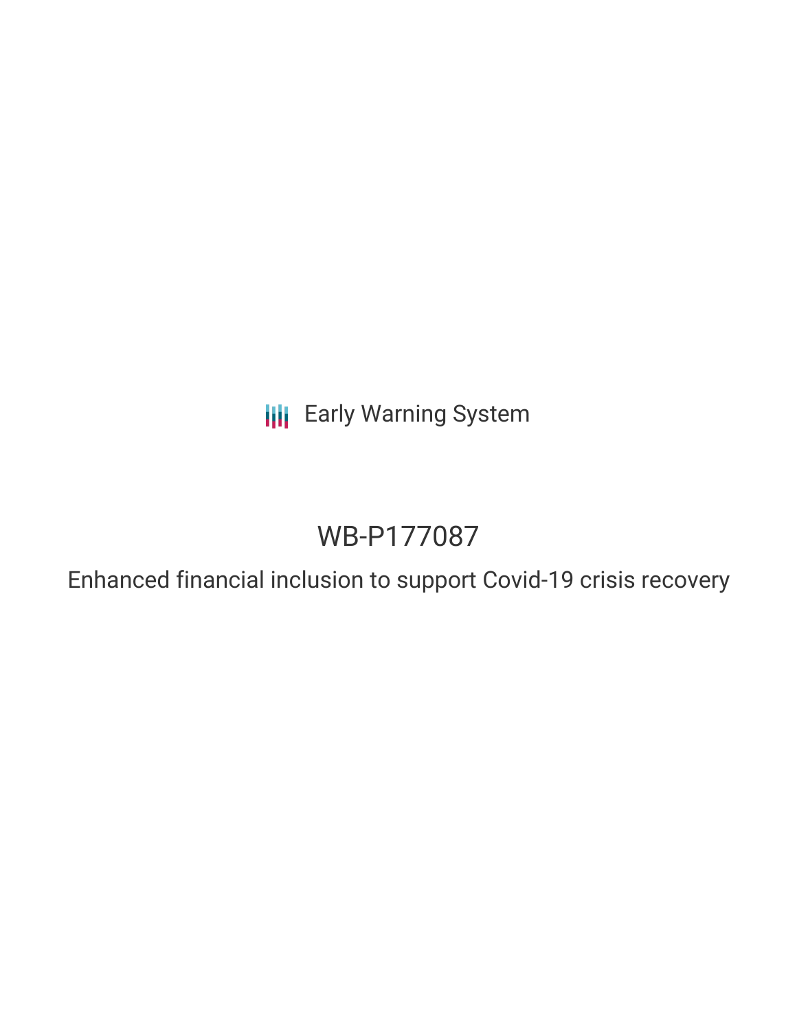Early Warning System

# WB-P177087

## Enhanced financial inclusion to support Covid-19 crisis recovery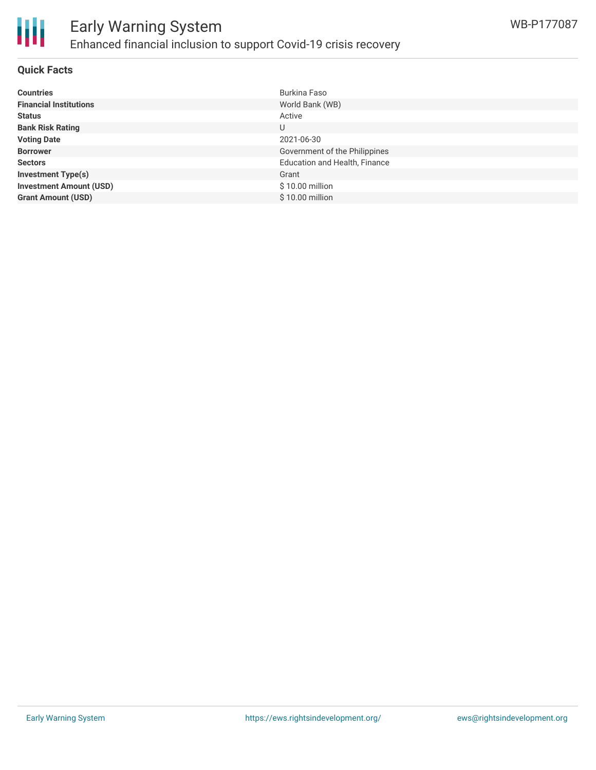# Early Warning System

## Enhanced financial inclusion to support Covid-19 crisis recovery

WB-P177087

### Quick Facts

| | |
|---|---|
| **Countries** | Burkina Faso |
| **Financial Institutions** | World Bank (WB) |
| **Status** | Active |
| **Bank Risk Rating** | U |
| **Voting Date** | 2021-06-30 |
| **Borrower** | Government of the Philippines |
| **Sectors** | Education and Health, Finance |
| **Investment Type(s)** | Grant |
| **Investment Amount (USD)** | $ 10.00 million |
| **Grant Amount (USD)** | $ 10.00 million |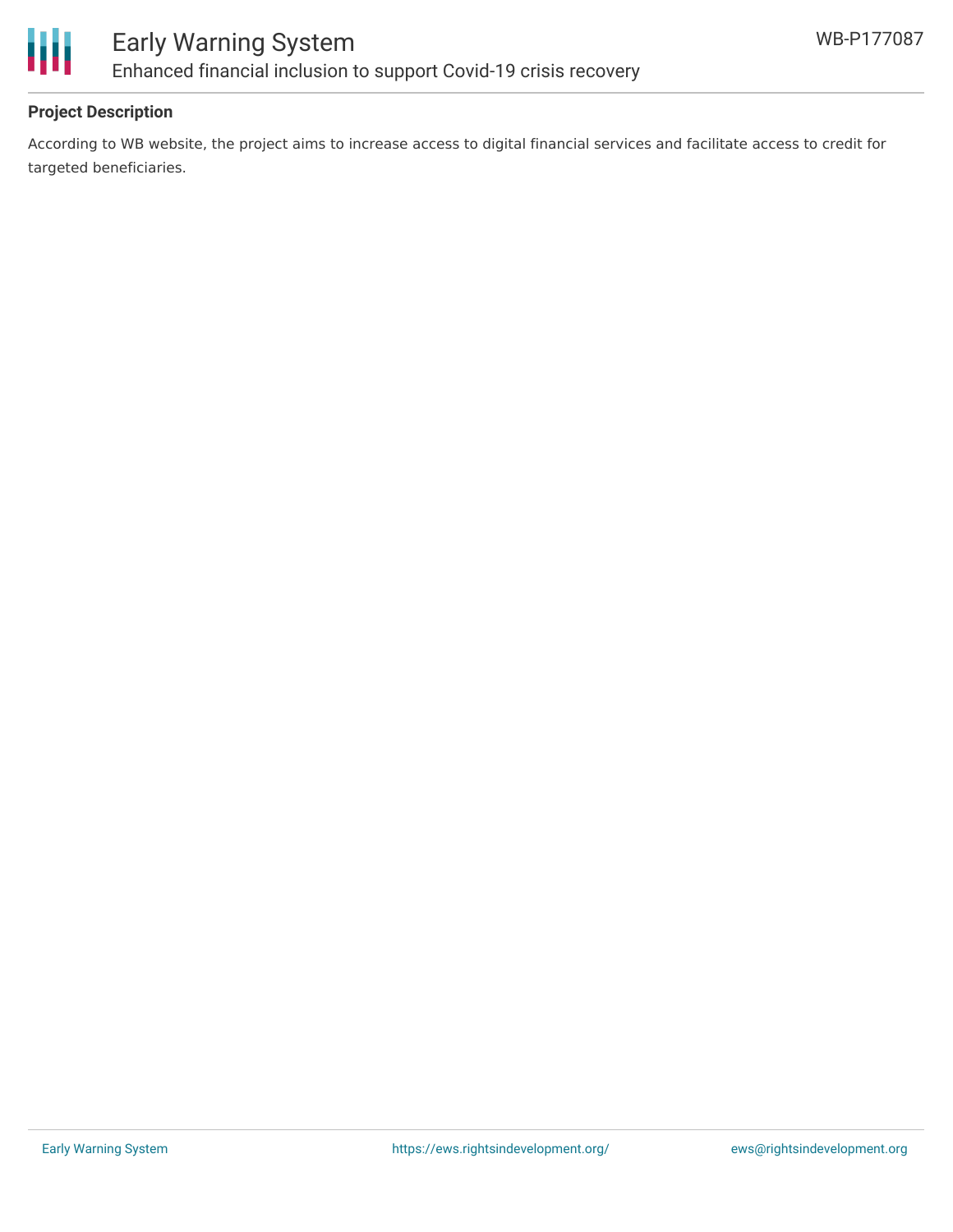## Project Description

According to WB website, the project aims to increase access to digital financial services and facilitate access to credit for targeted beneficiaries.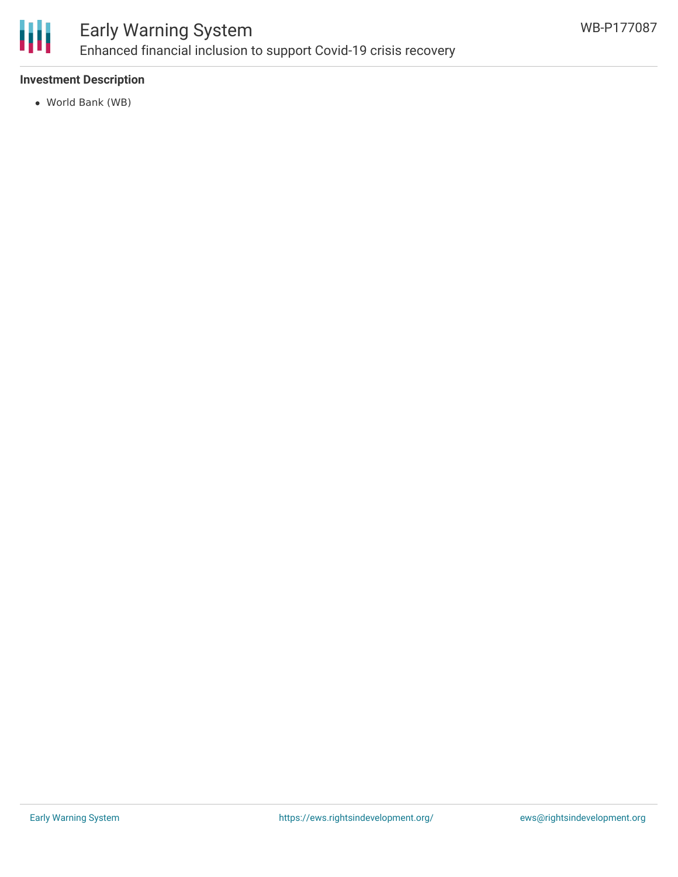**Investment Description**

- World Bank (WB)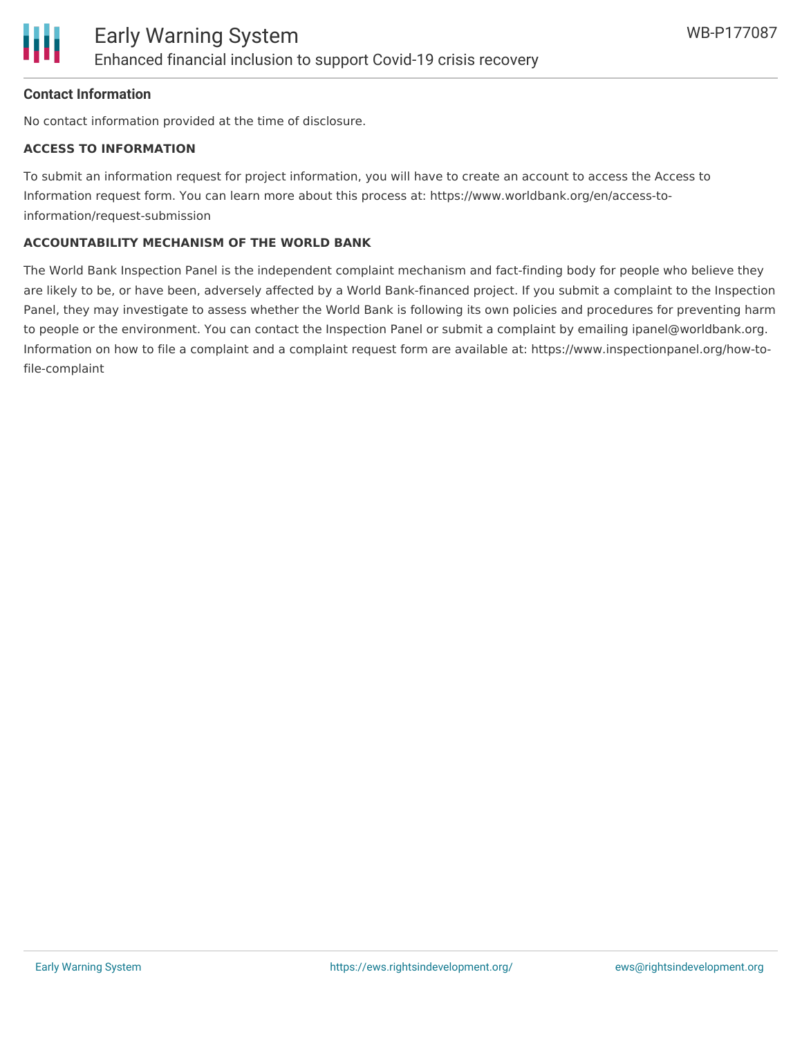**Contact Information**

No contact information provided at the time of disclosure.

**ACCESS TO INFORMATION**

To submit an information request for project information, you will have to create an account to access the Access to Information request form. You can learn more about this process at: https://www.worldbank.org/en/access-to-information/request-submission

**ACCOUNTABILITY MECHANISM OF THE WORLD BANK**

The World Bank Inspection Panel is the independent complaint mechanism and fact-finding body for people who believe they are likely to be, or have been, adversely affected by a World Bank-financed project. If you submit a complaint to the Inspection Panel, they may investigate to assess whether the World Bank is following its own policies and procedures for preventing harm to people or the environment. You can contact the Inspection Panel or submit a complaint by emailing ipanel@worldbank.org. Information on how to file a complaint and a complaint request form are available at: https://www.inspectionpanel.org/how-to-file-complaint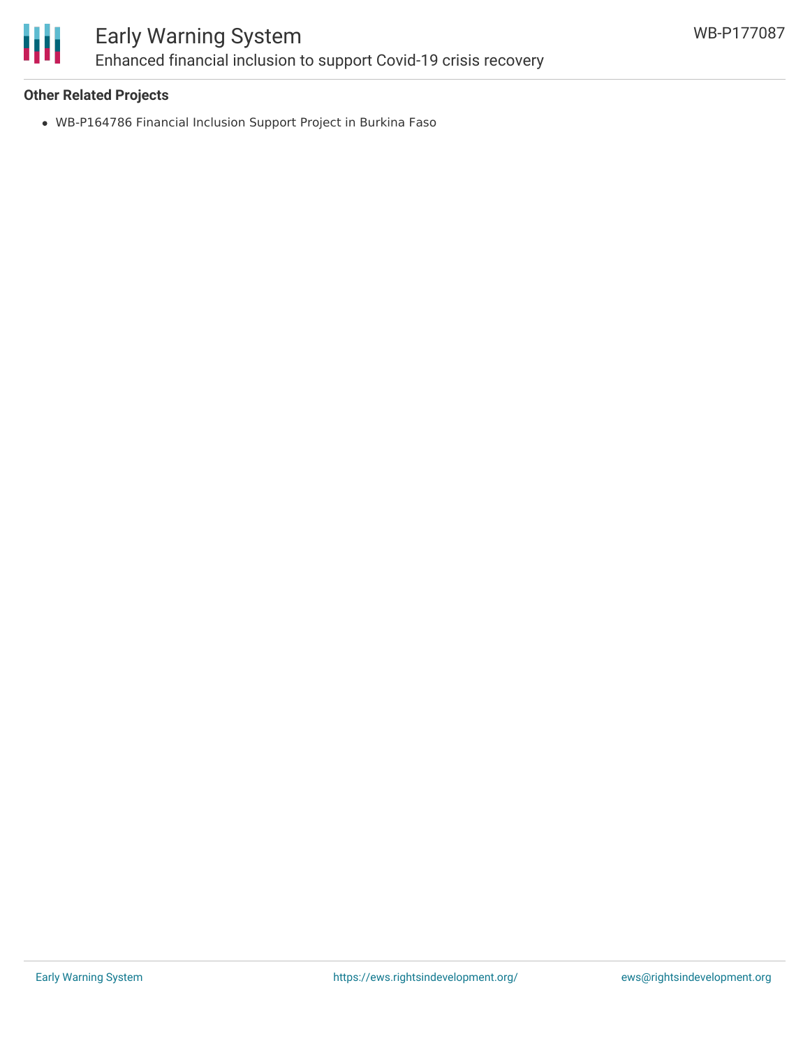**Other Related Projects**

- WB-P164786 Financial Inclusion Support Project in Burkina Faso